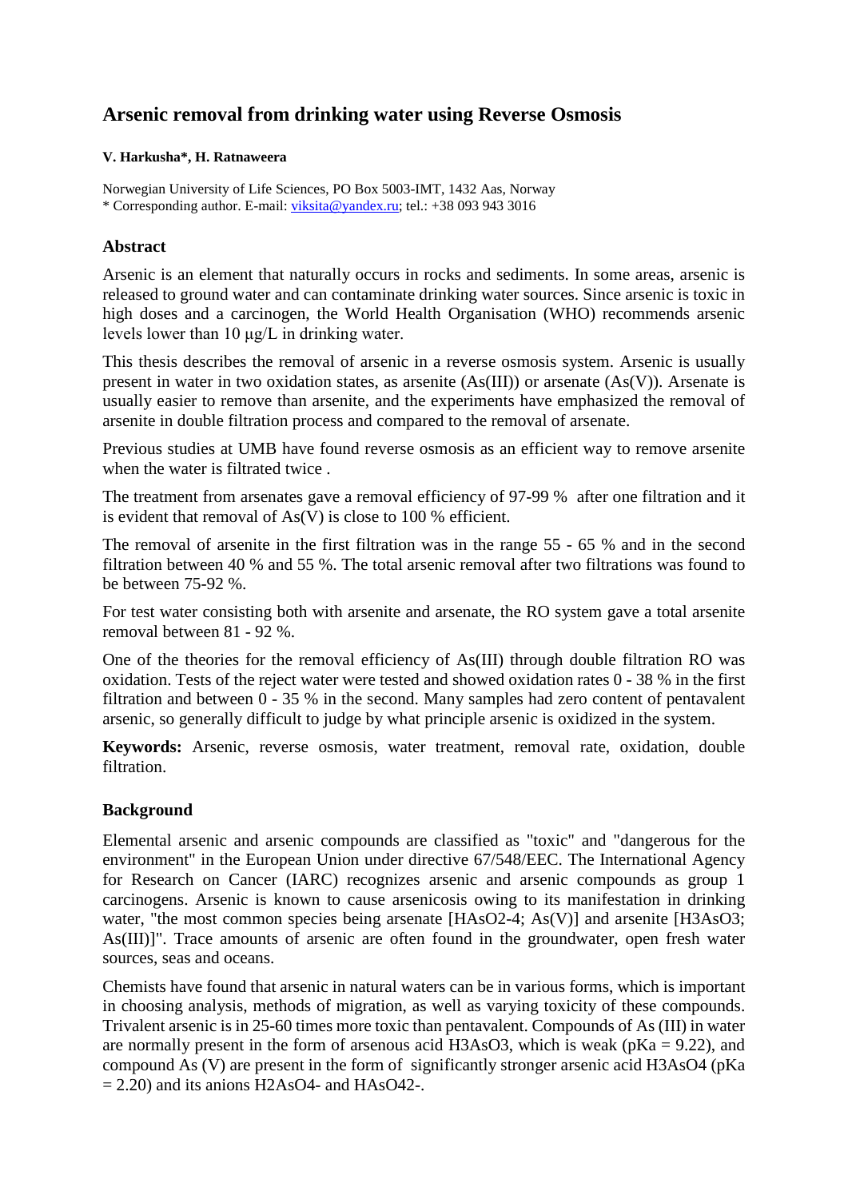# Arsenic removal from drinking water using Reverse Osmosis

**V. Harkusha\*, H. Ratnaweera**

Norwegian University of Life Sciences, PO Box 5003-IMT, 1432 Aas, Norway
\* Corresponding author. E-mail: viksita@yandex.ru; tel.: +38 093 943 3016

## Abstract

Arsenic is an element that naturally occurs in rocks and sediments. In some areas, arsenic is released to ground water and can contaminate drinking water sources. Since arsenic is toxic in high doses and a carcinogen, the World Health Organisation (WHO) recommends arsenic levels lower than 10 μg/L in drinking water.

This thesis describes the removal of arsenic in a reverse osmosis system. Arsenic is usually present in water in two oxidation states, as arsenite (As(III)) or arsenate (As(V)). Arsenate is usually easier to remove than arsenite, and the experiments have emphasized the removal of arsenite in double filtration process and compared to the removal of arsenate.

Previous studies at UMB have found reverse osmosis as an efficient way to remove arsenite when the water is filtrated twice .

The treatment from arsenates gave a removal efficiency of 97-99 % after one filtration and it is evident that removal of As(V) is close to 100 % efficient.

The removal of arsenite in the first filtration was in the range 55 - 65 % and in the second filtration between 40 % and 55 %. The total arsenic removal after two filtrations was found to be between 75-92 %.

For test water consisting both with arsenite and arsenate, the RO system gave a total arsenite removal between 81 - 92 %.

One of the theories for the removal efficiency of As(III) through double filtration RO was oxidation. Tests of the reject water were tested and showed oxidation rates 0 - 38 % in the first filtration and between 0 - 35 % in the second. Many samples had zero content of pentavalent arsenic, so generally difficult to judge by what principle arsenic is oxidized in the system.

**Keywords:** Arsenic, reverse osmosis, water treatment, removal rate, oxidation, double filtration.

## Background

Elemental arsenic and arsenic compounds are classified as "toxic" and "dangerous for the environment" in the European Union under directive 67/548/EEC. The International Agency for Research on Cancer (IARC) recognizes arsenic and arsenic compounds as group 1 carcinogens. Arsenic is known to cause arsenicosis owing to its manifestation in drinking water, "the most common species being arsenate [$HAsO_4^{2-}$; As(V)] and arsenite [$H_3AsO_3$; As(III)]". Trace amounts of arsenic are often found in the groundwater, open fresh water sources, seas and oceans.

Chemists have found that arsenic in natural waters can be in various forms, which is important in choosing analysis, methods of migration, as well as varying toxicity of these compounds. Trivalent arsenic is in 25-60 times more toxic than pentavalent. Compounds of As (III) in water are normally present in the form of arsenous acid $H_3AsO_3$, which is weak (pKa = 9.22), and compound As (V) are present in the form of significantly stronger arsenic acid $H_3AsO_4$ (pKa = 2.20) and its anions $H_2AsO_4^-$ and $HAsO_4^{2-}$.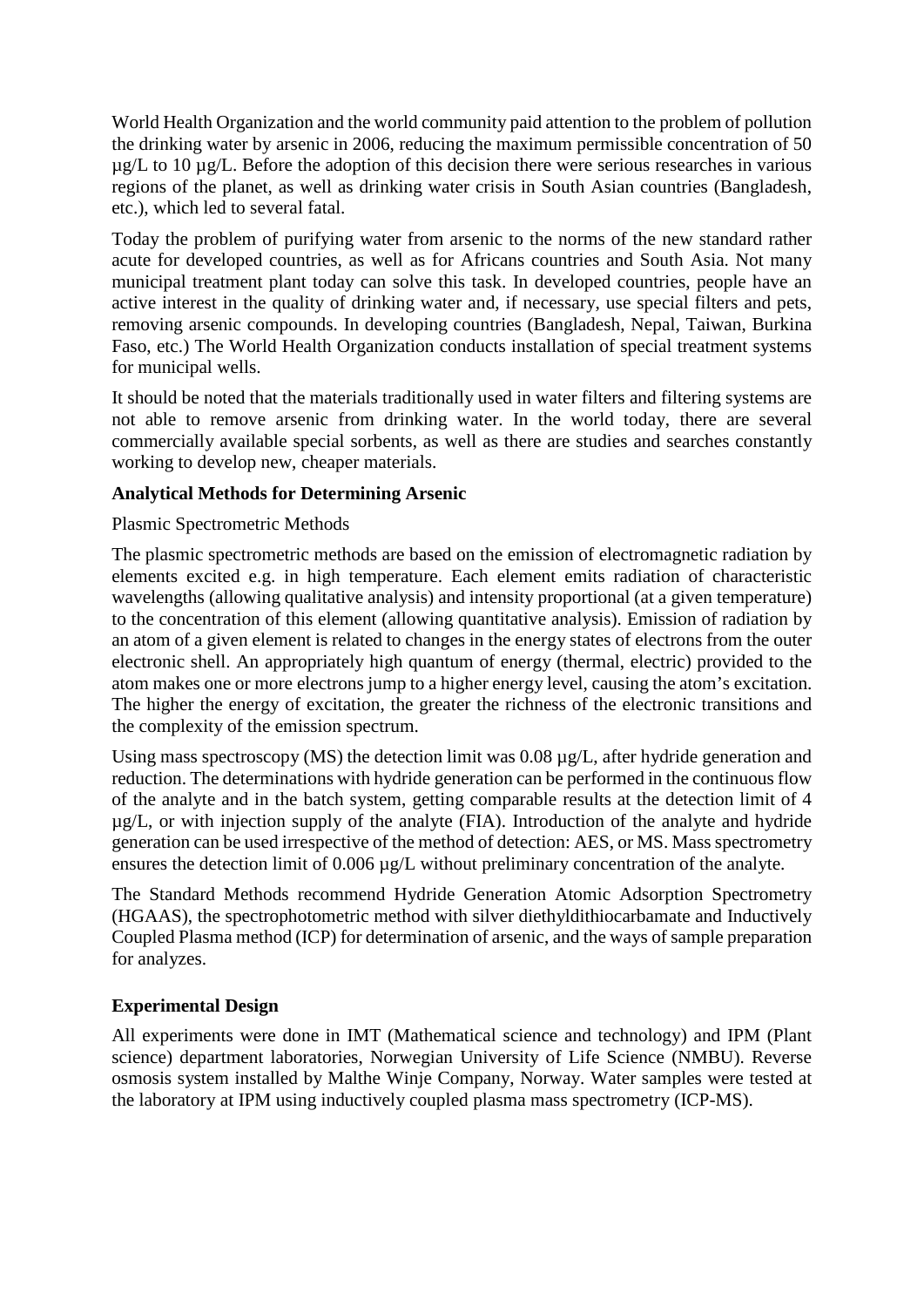World Health Organization and the world community paid attention to the problem of pollution the drinking water by arsenic in 2006, reducing the maximum permissible concentration of 50 µg/L to 10 µg/L. Before the adoption of this decision there were serious researches in various regions of the planet, as well as drinking water crisis in South Asian countries (Bangladesh, etc.), which led to several fatal.

Today the problem of purifying water from arsenic to the norms of the new standard rather acute for developed countries, as well as for Africans countries and South Asia. Not many municipal treatment plant today can solve this task. In developed countries, people have an active interest in the quality of drinking water and, if necessary, use special filters and pets, removing arsenic compounds. In developing countries (Bangladesh, Nepal, Taiwan, Burkina Faso, etc.) The World Health Organization conducts installation of special treatment systems for municipal wells.

It should be noted that the materials traditionally used in water filters and filtering systems are not able to remove arsenic from drinking water. In the world today, there are several commercially available special sorbents, as well as there are studies and searches constantly working to develop new, cheaper materials.

**Analytical Methods for Determining Arsenic**

Plasmic Spectrometric Methods

The plasmic spectrometric methods are based on the emission of electromagnetic radiation by elements excited e.g. in high temperature. Each element emits radiation of characteristic wavelengths (allowing qualitative analysis) and intensity proportional (at a given temperature) to the concentration of this element (allowing quantitative analysis). Emission of radiation by an atom of a given element is related to changes in the energy states of electrons from the outer electronic shell. An appropriately high quantum of energy (thermal, electric) provided to the atom makes one or more electrons jump to a higher energy level, causing the atom's excitation. The higher the energy of excitation, the greater the richness of the electronic transitions and the complexity of the emission spectrum.

Using mass spectroscopy (MS) the detection limit was 0.08 µg/L, after hydride generation and reduction. The determinations with hydride generation can be performed in the continuous flow of the analyte and in the batch system, getting comparable results at the detection limit of 4 µg/L, or with injection supply of the analyte (FIA). Introduction of the analyte and hydride generation can be used irrespective of the method of detection: AES, or MS. Mass spectrometry ensures the detection limit of 0.006 µg/L without preliminary concentration of the analyte.

The Standard Methods recommend Hydride Generation Atomic Adsorption Spectrometry (HGAAS), the spectrophotometric method with silver diethyldithiocarbamate and Inductively Coupled Plasma method (ICP) for determination of arsenic, and the ways of sample preparation for analyzes.

**Experimental Design**

All experiments were done in IMT (Mathematical science and technology) and IPM (Plant science) department laboratories, Norwegian University of Life Science (NMBU). Reverse osmosis system installed by Malthe Winje Company, Norway. Water samples were tested at the laboratory at IPM using inductively coupled plasma mass spectrometry (ICP-MS).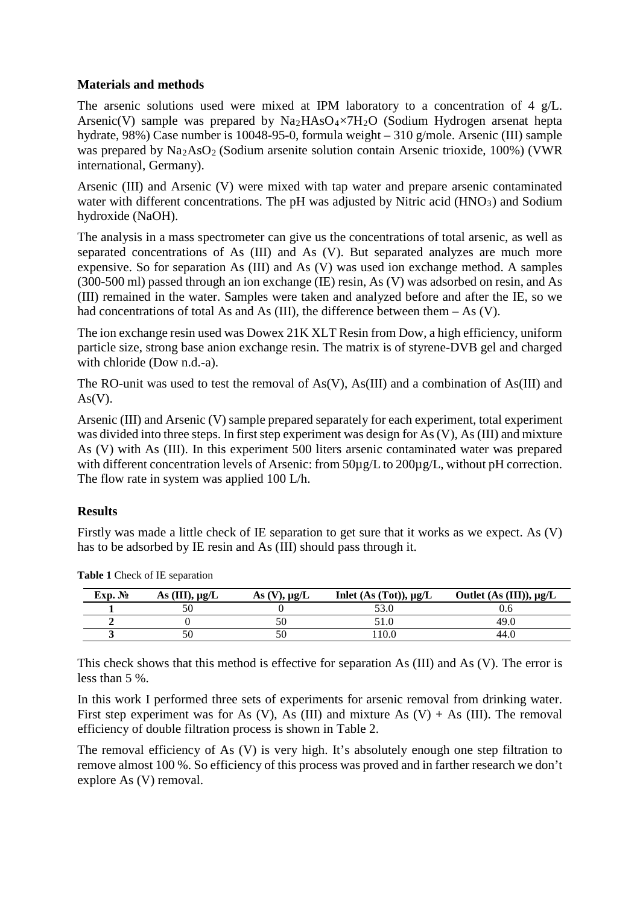## Materials and methods

The arsenic solutions used were mixed at IPM laboratory to a concentration of 4 g/L. Arsenic(V) sample was prepared by $Na_2HAsO_4 \times 7H_2O$ (Sodium Hydrogen arsenat hepta hydrate, 98%) Case number is 10048-95-0, formula weight – 310 g/mole. Arsenic (III) sample was prepared by $Na_2AsO_2$ (Sodium arsenite solution contain Arsenic trioxide, 100%) (VWR international, Germany).

Arsenic (III) and Arsenic (V) were mixed with tap water and prepare arsenic contaminated water with different concentrations. The pH was adjusted by Nitric acid ($HNO_3$) and Sodium hydroxide (NaOH).

The analysis in a mass spectrometer can give us the concentrations of total arsenic, as well as separated concentrations of As (III) and As (V). But separated analyzes are much more expensive. So for separation As (III) and As (V) was used ion exchange method. A samples (300-500 ml) passed through an ion exchange (IE) resin, As (V) was adsorbed on resin, and As (III) remained in the water. Samples were taken and analyzed before and after the IE, so we had concentrations of total As and As (III), the difference between them – As (V).

The ion exchange resin used was Dowex 21K XLT Resin from Dow, a high efficiency, uniform particle size, strong base anion exchange resin. The matrix is of styrene-DVB gel and charged with chloride (Dow n.d.-a).

The RO-unit was used to test the removal of As(V), As(III) and a combination of As(III) and As(V).

Arsenic (III) and Arsenic (V) sample prepared separately for each experiment, total experiment was divided into three steps. In first step experiment was design for As (V), As (III) and mixture As (V) with As (III). In this experiment 500 liters arsenic contaminated water was prepared with different concentration levels of Arsenic: from 50µg/L to 200µg/L, without pH correction. The flow rate in system was applied 100 L/h.

## Results

Firstly was made a little check of IE separation to get sure that it works as we expect. As (V) has to be adsorbed by IE resin and As (III) should pass through it.

**Table 1** Check of IE separation

| Exp. № | As (III), µg/L | As (V), µg/L | Inlet (As (Tot)), µg/L | Outlet (As (III)), µg/L |
|---|---|---|---|---|
| 1 | 50 | 0 | 53.0 | 0.6 |
| 2 | 0 | 50 | 51.0 | 49.0 |
| 3 | 50 | 50 | 110.0 | 44.0 |

This check shows that this method is effective for separation As (III) and As (V). The error is less than 5 %.

In this work I performed three sets of experiments for arsenic removal from drinking water. First step experiment was for As (V), As (III) and mixture As (V) + As (III). The removal efficiency of double filtration process is shown in Table 2.

The removal efficiency of As (V) is very high. It's absolutely enough one step filtration to remove almost 100 %. So efficiency of this process was proved and in farther research we don't explore As (V) removal.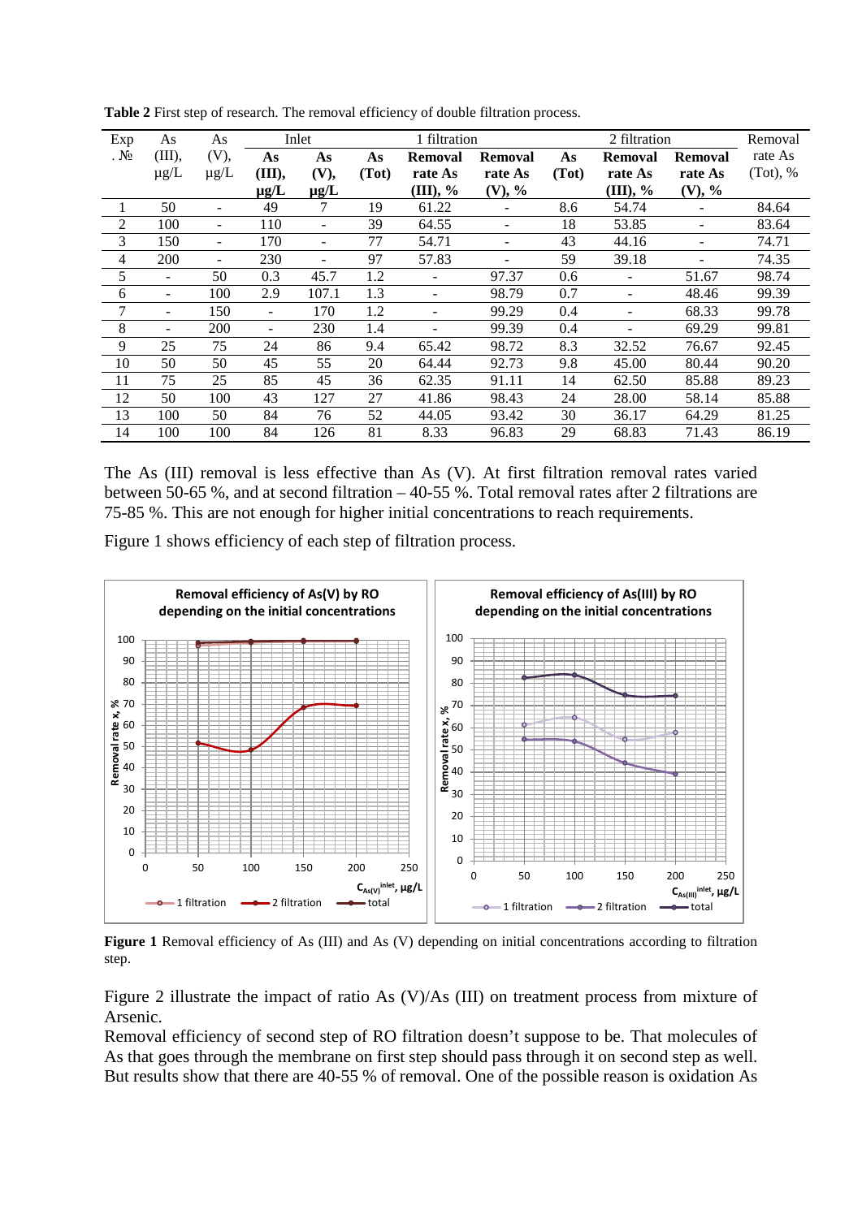**Table 2** First step of research. The removal efficiency of double filtration process.

| Exp. № | As (III), µg/L | As (V), µg/L | Inlet | | 1 filtration | | | 2 filtration | | | Removal rate As (Tot), % |
|---|---|---|---|---|---|---|---|---|---|---|---|
| | | | **As (III), µg/L** | **As (V), µg/L** | **As (Tot)** | **Removal rate As (III), %** | **Removal rate As (V), %** | **As (Tot)** | **Removal rate As (III), %** | **Removal rate As (V), %** | |
| 1 | 50 | - | 49 | 7 | 19 | 61.22 | - | 8.6 | 54.74 | - | 84.64 |
| 2 | 100 | - | 110 | - | 39 | 64.55 | - | 18 | 53.85 | - | 83.64 |
| 3 | 150 | - | 170 | - | 77 | 54.71 | - | 43 | 44.16 | - | 74.71 |
| 4 | 200 | - | 230 | - | 97 | 57.83 | - | 59 | 39.18 | - | 74.35 |
| 5 | - | 50 | 0.3 | 45.7 | 1.2 | - | 97.37 | 0.6 | - | 51.67 | 98.74 |
| 6 | - | 100 | 2.9 | 107.1 | 1.3 | - | 98.79 | 0.7 | - | 48.46 | 99.39 |
| 7 | - | 150 | - | 170 | 1.2 | - | 99.29 | 0.4 | - | 68.33 | 99.78 |
| 8 | - | 200 | - | 230 | 1.4 | - | 99.39 | 0.4 | - | 69.29 | 99.81 |
| 9 | 25 | 75 | 24 | 86 | 9.4 | 65.42 | 98.72 | 8.3 | 32.52 | 76.67 | 92.45 |
| 10 | 50 | 50 | 45 | 55 | 20 | 64.44 | 92.73 | 9.8 | 45.00 | 80.44 | 90.20 |
| 11 | 75 | 25 | 85 | 45 | 36 | 62.35 | 91.11 | 14 | 62.50 | 85.88 | 89.23 |
| 12 | 50 | 100 | 43 | 127 | 27 | 41.86 | 98.43 | 24 | 28.00 | 58.14 | 85.88 |
| 13 | 100 | 50 | 84 | 76 | 52 | 44.05 | 93.42 | 30 | 36.17 | 64.29 | 81.25 |
| 14 | 100 | 100 | 84 | 126 | 81 | 8.33 | 96.83 | 29 | 68.83 | 71.43 | 86.19 |

The As (III) removal is less effective than As (V). At first filtration removal rates varied between 50-65 %, and at second filtration – 40-55 %. Total removal rates after 2 filtrations are 75-85 %. This are not enough for higher initial concentrations to reach requirements.

Figure 1 shows efficiency of each step of filtration process.

**Figure 1** Removal efficiency of As (III) and As (V) depending on initial concentrations according to filtration step.

Figure 2 illustrate the impact of ratio As (V)/As (III) on treatment process from mixture of Arsenic.

Removal efficiency of second step of RO filtration doesn't suppose to be. That molecules of As that goes through the membrane on first step should pass through it on second step as well. But results show that there are 40-55 % of removal. One of the possible reason is oxidation As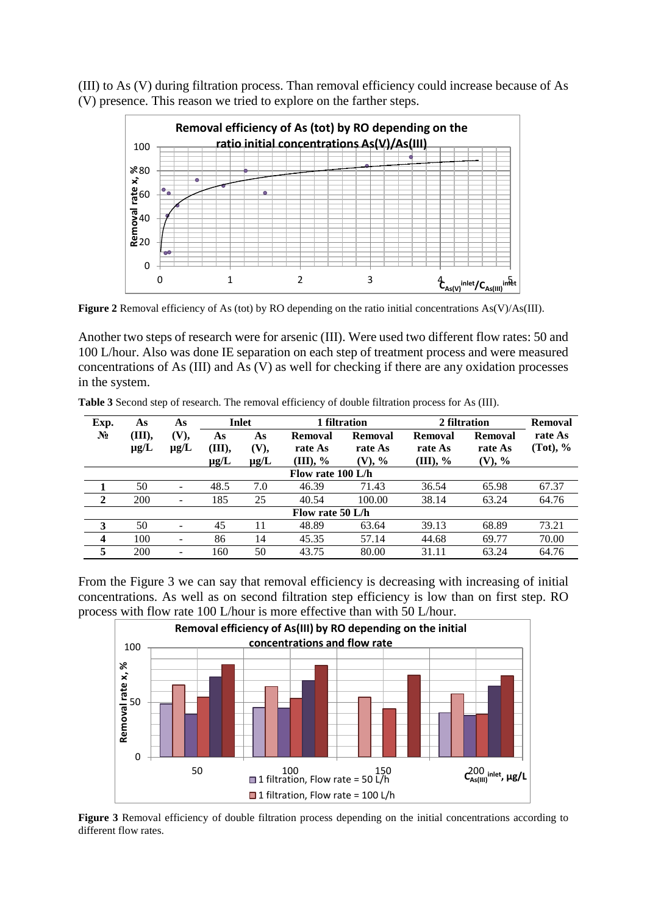(III) to As (V) during filtration process. Than removal efficiency could increase because of As (V) presence. This reason we tried to explore on the farther steps.

**Figure 2** Removal efficiency of As (tot) by RO depending on the ratio initial concentrations As(V)/As(III).

Another two steps of research were for arsenic (III). Were used two different flow rates: 50 and 100 L/hour. Also was done IE separation on each step of treatment process and were measured concentrations of As (III) and As (V) as well for checking if there are any oxidation processes in the system.

**Table 3** Second step of research. The removal efficiency of double filtration process for As (III).

| Exp. № | As (III), μg/L | As (V), μg/L | Inlet | | 1 filtration | | 2 filtration | | Removal rate As (Tot), % |
|---|---|---|---|---|---|---|---|---|---|
| | | | As (III), μg/L | As (V), μg/L | Removal rate As (III), % | Removal rate As (V), % | Removal rate As (III), % | Removal rate As (V), % | |
| **Flow rate 100 L/h** | | | | | | | | | |
| **1** | 50 | - | 48.5 | 7.0 | 46.39 | 71.43 | 36.54 | 65.98 | 67.37 |
| **2** | 200 | - | 185 | 25 | 40.54 | 100.00 | 38.14 | 63.24 | 64.76 |
| **Flow rate 50 L/h** | | | | | | | | | |
| **3** | 50 | - | 45 | 11 | 48.89 | 63.64 | 39.13 | 68.89 | 73.21 |
| **4** | 100 | - | 86 | 14 | 45.35 | 57.14 | 44.68 | 69.77 | 70.00 |
| **5** | 200 | - | 160 | 50 | 43.75 | 80.00 | 31.11 | 63.24 | 64.76 |

From the Figure 3 we can say that removal efficiency is decreasing with increasing of initial concentrations. As well as on second filtration step efficiency is low than on first step. RO process with flow rate 100 L/hour is more effective than with 50 L/hour.

**Figure 3** Removal efficiency of double filtration process depending on the initial concentrations according to different flow rates.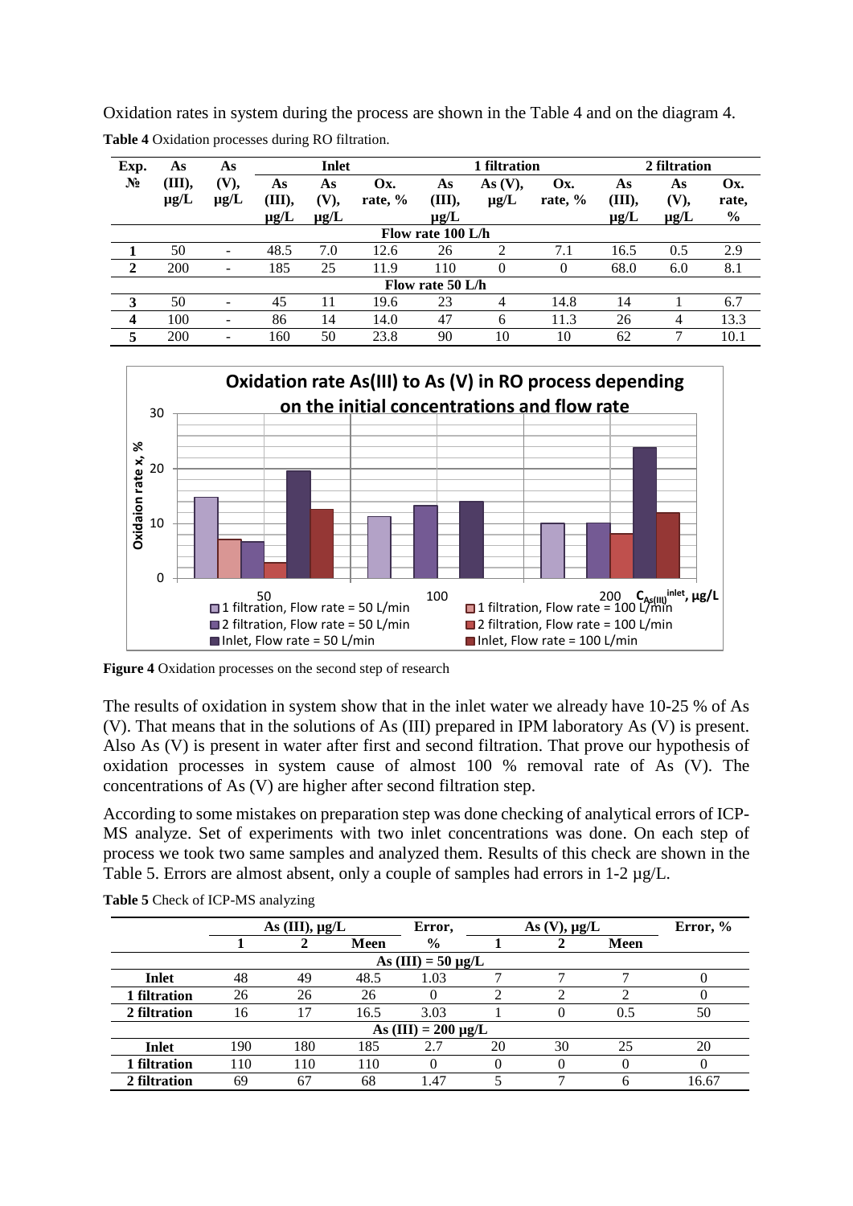Oxidation rates in system during the process are shown in the Table 4 and on the diagram 4.

**Table 4** Oxidation processes during RO filtration.

| Exp. № | As (III), μg/L | As (V), μg/L | Inlet | | | 1 filtration | | | 2 filtration | | |
|---|---|---|---|---|---|---|---|---|---|---|---|
| | | | As (III), μg/L | As (V), μg/L | Ox. rate, % | As (III), μg/L | As (V), μg/L | Ox. rate, % | As (III), μg/L | As (V), μg/L | Ox. rate, % |
| **Flow rate 100 L/h** | | | | | | | | | | | |
| **1** | 50 | - | 48.5 | 7.0 | 12.6 | 26 | 2 | 7.1 | 16.5 | 0.5 | 2.9 |
| **2** | 200 | - | 185 | 25 | 11.9 | 110 | 0 | 0 | 68.0 | 6.0 | 8.1 |
| **Flow rate 50 L/h** | | | | | | | | | | | |
| **3** | 50 | - | 45 | 11 | 19.6 | 23 | 4 | 14.8 | 14 | 1 | 6.7 |
| **4** | 100 | - | 86 | 14 | 14.0 | 47 | 6 | 11.3 | 26 | 4 | 13.3 |
| **5** | 200 | - | 160 | 50 | 23.8 | 90 | 10 | 10 | 62 | 7 | 10.1 |

**Figure 4** Oxidation processes on the second step of research

The results of oxidation in system show that in the inlet water we already have 10-25 % of As (V). That means that in the solutions of As (III) prepared in IPM laboratory As (V) is present. Also As (V) is present in water after first and second filtration. That prove our hypothesis of oxidation processes in system cause of almost 100 % removal rate of As (V). The concentrations of As (V) are higher after second filtration step.

According to some mistakes on preparation step was done checking of analytical errors of ICP-MS analyze. Set of experiments with two inlet concentrations was done. On each step of process we took two same samples and analyzed them. Results of this check are shown in the Table 5. Errors are almost absent, only a couple of samples had errors in 1-2 μg/L.

**Table 5** Check of ICP-MS analyzing

| | As (III), μg/L | | | Error, % | As (V), μg/L | | | Error, % |
|---|---|---|---|---|---|---|---|---|
| | 1 | 2 | Meen | | 1 | 2 | Meen | |
| **As (III) = 50 μg/L** | | | | | | | | |
| **Inlet** | 48 | 49 | 48.5 | 1.03 | 7 | 7 | 7 | 0 |
| **1 filtration** | 26 | 26 | 26 | 0 | 2 | 2 | 2 | 0 |
| **2 filtration** | 16 | 17 | 16.5 | 3.03 | 1 | 0 | 0.5 | 50 |
| **As (III) = 200 μg/L** | | | | | | | | |
| **Inlet** | 190 | 180 | 185 | 2.7 | 20 | 30 | 25 | 20 |
| **1 filtration** | 110 | 110 | 110 | 0 | 0 | 0 | 0 | 0 |
| **2 filtration** | 69 | 67 | 68 | 1.47 | 5 | 7 | 6 | 16.67 |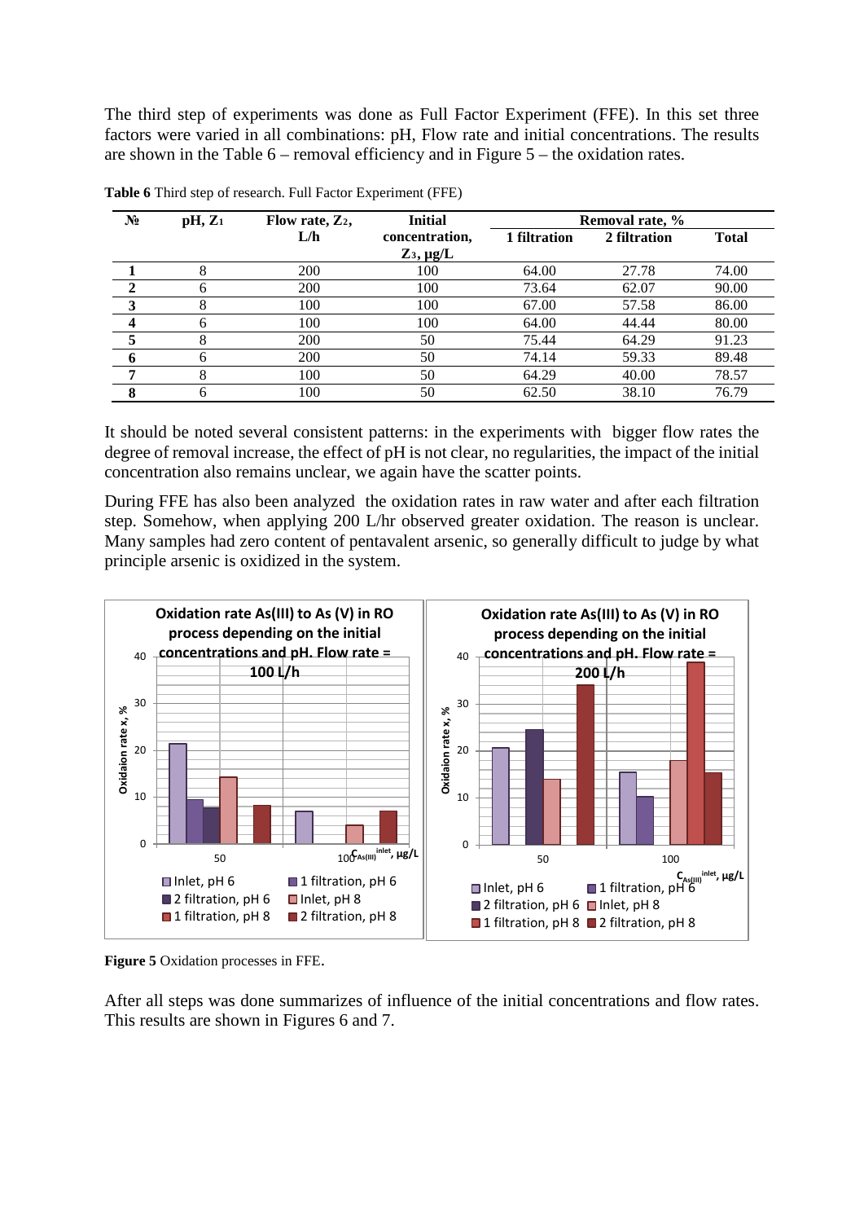The third step of experiments was done as Full Factor Experiment (FFE). In this set three factors were varied in all combinations: pH, Flow rate and initial concentrations. The results are shown in the Table 6 – removal efficiency and in Figure 5 – the oxidation rates.

**Table 6** Third step of research. Full Factor Experiment (FFE)

| № | pH, $Z_1$ | Flow rate, $Z_2$, L/h | Initial concentration, $Z_3$, μg/L | Removal rate, % | | |
|---|---|---|---|---|---|---|
| | | | | 1 filtration | 2 filtration | Total |
| **1** | 8 | 200 | 100 | 64.00 | 27.78 | 74.00 |
| **2** | 6 | 200 | 100 | 73.64 | 62.07 | 90.00 |
| **3** | 8 | 100 | 100 | 67.00 | 57.58 | 86.00 |
| **4** | 6 | 100 | 100 | 64.00 | 44.44 | 80.00 |
| **5** | 8 | 200 | 50 | 75.44 | 64.29 | 91.23 |
| **6** | 6 | 200 | 50 | 74.14 | 59.33 | 89.48 |
| **7** | 8 | 100 | 50 | 64.29 | 40.00 | 78.57 |
| **8** | 6 | 100 | 50 | 62.50 | 38.10 | 76.79 |

It should be noted several consistent patterns: in the experiments with bigger flow rates the degree of removal increase, the effect of pH is not clear, no regularities, the impact of the initial concentration also remains unclear, we again have the scatter points.

During FFE has also been analyzed the oxidation rates in raw water and after each filtration step. Somehow, when applying 200 L/hr observed greater oxidation. The reason is unclear. Many samples had zero content of pentavalent arsenic, so generally difficult to judge by what principle arsenic is oxidized in the system.

**Figure 5** Oxidation processes in FFE.

After all steps was done summarizes of influence of the initial concentrations and flow rates. This results are shown in Figures 6 and 7.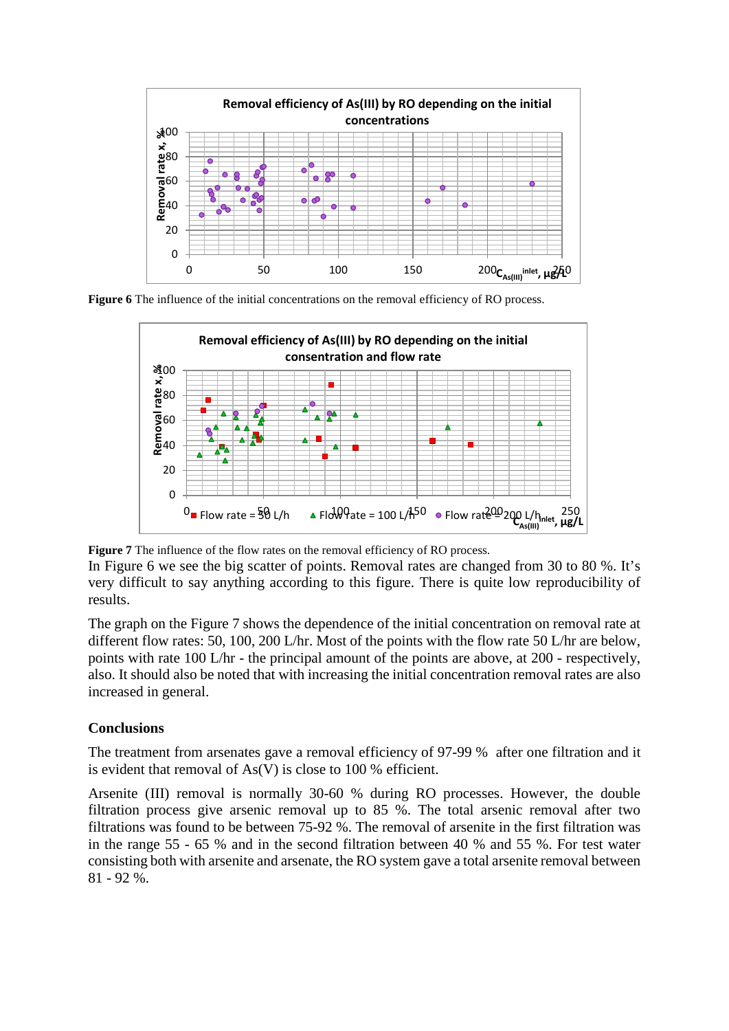**Figure 6** The influence of the initial concentrations on the removal efficiency of RO process.

**Figure 7** The influence of the flow rates on the removal efficiency of RO process.

In Figure 6 we see the big scatter of points. Removal rates are changed from 30 to 80 %. It's very difficult to say anything according to this figure. There is quite low reproducibility of results.

The graph on the Figure 7 shows the dependence of the initial concentration on removal rate at different flow rates: 50, 100, 200 L/hr. Most of the points with the flow rate 50 L/hr are below, points with rate 100 L/hr - the principal amount of the points are above, at 200 - respectively, also. It should also be noted that with increasing the initial concentration removal rates are also increased in general.

## Conclusions

The treatment from arsenates gave a removal efficiency of 97-99 % after one filtration and it is evident that removal of As(V) is close to 100 % efficient.

Arsenite (III) removal is normally 30-60 % during RO processes. However, the double filtration process give arsenic removal up to 85 %. The total arsenic removal after two filtrations was found to be between 75-92 %. The removal of arsenite in the first filtration was in the range 55 - 65 % and in the second filtration between 40 % and 55 %. For test water consisting both with arsenite and arsenate, the RO system gave a total arsenite removal between 81 - 92 %.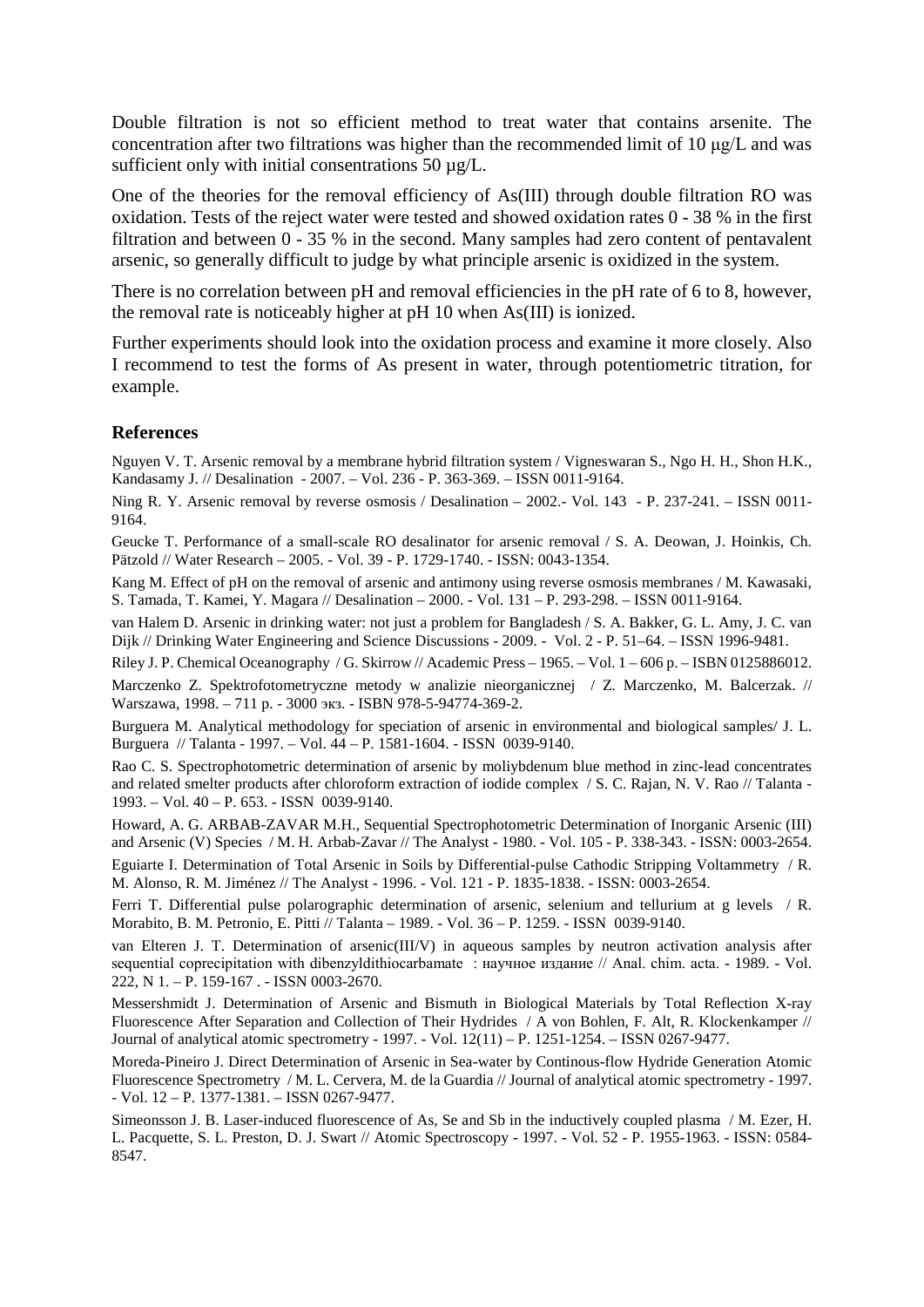Double filtration is not so efficient method to treat water that contains arsenite. The concentration after two filtrations was higher than the recommended limit of 10 µg/L and was sufficient only with initial consentrations 50 µg/L.

One of the theories for the removal efficiency of As(III) through double filtration RO was oxidation. Tests of the reject water were tested and showed oxidation rates 0 - 38 % in the first filtration and between 0 - 35 % in the second. Many samples had zero content of pentavalent arsenic, so generally difficult to judge by what principle arsenic is oxidized in the system.

There is no correlation between pH and removal efficiencies in the pH rate of 6 to 8, however, the removal rate is noticeably higher at pH 10 when As(III) is ionized.

Further experiments should look into the oxidation process and examine it more closely. Also I recommend to test the forms of As present in water, through potentiometric titration, for example.

## References

Nguyen V. T. Arsenic removal by a membrane hybrid filtration system / Vigneswaran S., Ngo H. H., Shon H.K., Kandasamy J. // Desalination - 2007. – Vol. 236 - P. 363-369. – ISSN 0011-9164.

Ning R. Y. Arsenic removal by reverse osmosis / Desalination – 2002.- Vol. 143 - P. 237-241. – ISSN 0011-9164.

Geucke T. Performance of a small-scale RO desalinator for arsenic removal / S. A. Deowan, J. Hoinkis, Ch. Pätzold // Water Research – 2005. - Vol. 39 - P. 1729-1740. - ISSN: 0043-1354.

Kang M. Effect of pH on the removal of arsenic and antimony using reverse osmosis membranes / M. Kawasaki, S. Tamada, T. Kamei, Y. Magara // Desalination – 2000. - Vol. 131 – P. 293-298. – ISSN 0011-9164.

van Halem D. Arsenic in drinking water: not just a problem for Bangladesh / S. A. Bakker, G. L. Amy, J. C. van Dijk // Drinking Water Engineering and Science Discussions - 2009. - Vol. 2 - P. 51–64. – ISSN 1996-9481.

Riley J. P. Chemical Oceanography / G. Skirrow // Academic Press – 1965. – Vol. 1 – 606 p. – ISBN 0125886012.

Marczenko Z. Spektrofotometryczne metody w analizie nieorganicznej / Z. Marczenko, M. Balcerzak. // Warszawa, 1998. – 711 p. - 3000 экз. - ISBN 978-5-94774-369-2.

Burguera M. Analytical methodology for speciation of arsenic in environmental and biological samples/ J. L. Burguera // Talanta - 1997. – Vol. 44 – P. 1581-1604. - ISSN 0039-9140.

Rao C. S. Spectrophotometric determination of arsenic by moliybdenum blue method in zinc-lead concentrates and related smelter products after chloroform extraction of iodide complex / S. C. Rajan, N. V. Rao // Talanta - 1993. – Vol. 40 – P. 653. - ISSN 0039-9140.

Howard, A. G. ARBAB-ZAVAR M.H., Sequential Spectrophotometric Determination of Inorganic Arsenic (III) and Arsenic (V) Species / M. H. Arbab-Zavar // The Analyst - 1980. - Vol. 105 - P. 338-343. - ISSN: 0003-2654.

Eguiarte I. Determination of Total Arsenic in Soils by Differential-pulse Cathodic Stripping Voltammetry / R. M. Alonso, R. M. Jiménez // The Analyst - 1996. - Vol. 121 - P. 1835-1838. - ISSN: 0003-2654.

Ferri T. Differential pulse polarographic determination of arsenic, selenium and tellurium at g levels / R. Morabito, B. M. Petronio, E. Pitti // Talanta – 1989. - Vol. 36 – P. 1259. - ISSN 0039-9140.

van Elteren J. T. Determination of arsenic(III/V) in aqueous samples by neutron activation analysis after sequential coprecipitation with dibenzyldithiocarbamate : научное издание // Anal. chim. acta. - 1989. - Vol. 222, N 1. – P. 159-167 . - ISSN 0003-2670.

Messershmidt J. Determination of Arsenic and Bismuth in Biological Materials by Total Reflection X-ray Fluorescence After Separation and Collection of Their Hydrides / A von Bohlen, F. Alt, R. Klockenkamper // Journal of analytical atomic spectrometry - 1997. - Vol. 12(11) – P. 1251-1254. – ISSN 0267-9477.

Moreda-Pineiro J. Direct Determination of Arsenic in Sea-water by Continous-flow Hydride Generation Atomic Fluorescence Spectrometry / M. L. Cervera, M. de la Guardia // Journal of analytical atomic spectrometry - 1997. - Vol. 12 – P. 1377-1381. – ISSN 0267-9477.

Simeonsson J. B. Laser-induced fluorescence of As, Se and Sb in the inductively coupled plasma / M. Ezer, H. L. Pacquette, S. L. Preston, D. J. Swart // Atomic Spectroscopy - 1997. - Vol. 52 - P. 1955-1963. - ISSN: 0584-8547.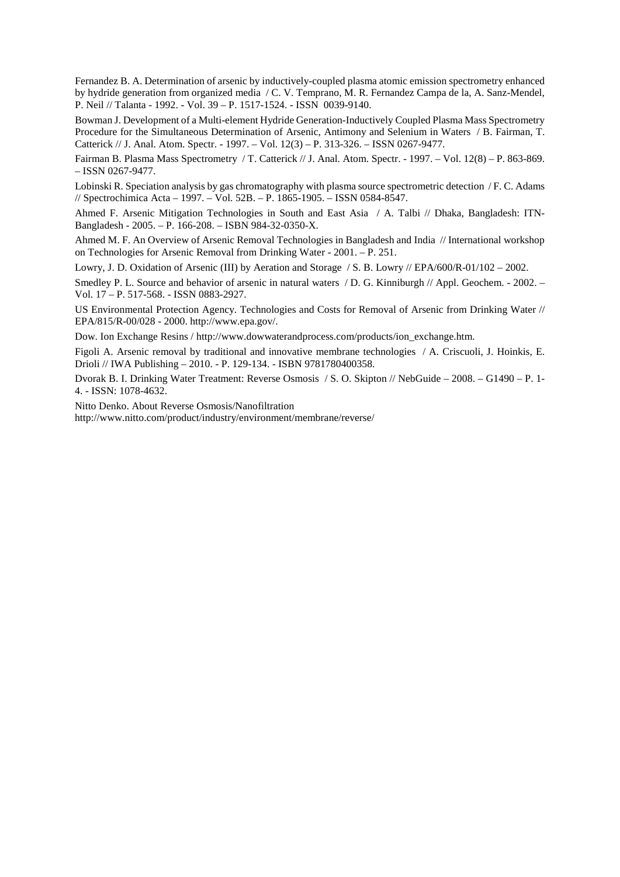Fernandez B. A. Determination of arsenic by inductively-coupled plasma atomic emission spectrometry enhanced by hydride generation from organized media / C. V. Temprano, M. R. Fernandez Campa de la, A. Sanz-Mendel, P. Neil // Talanta - 1992. - Vol. 39 – P. 1517-1524. - ISSN 0039-9140.

Bowman J. Development of a Multi-element Hydride Generation-Inductively Coupled Plasma Mass Spectrometry Procedure for the Simultaneous Determination of Arsenic, Antimony and Selenium in Waters / B. Fairman, T. Catterick // J. Anal. Atom. Spectr. - 1997. – Vol. 12(3) – P. 313-326. – ISSN 0267-9477.

Fairman B. Plasma Mass Spectrometry / T. Catterick // J. Anal. Atom. Spectr. - 1997. – Vol. 12(8) – P. 863-869. – ISSN 0267-9477.

Lobinski R. Speciation analysis by gas chromatography with plasma source spectrometric detection / F. C. Adams // Spectrochimica Acta – 1997. – Vol. 52B. – P. 1865-1905. – ISSN 0584-8547.

Ahmed F. Arsenic Mitigation Technologies in South and East Asia / A. Talbi // Dhaka, Bangladesh: ITN-Bangladesh - 2005. – P. 166-208. – ISBN 984-32-0350-X.

Ahmed M. F. An Overview of Arsenic Removal Technologies in Bangladesh and India // International workshop on Technologies for Arsenic Removal from Drinking Water - 2001. – P. 251.

Lowry, J. D. Oxidation of Arsenic (III) by Aeration and Storage / S. B. Lowry // EPA/600/R-01/102 – 2002.

Smedley P. L. Source and behavior of arsenic in natural waters / D. G. Kinniburgh // Appl. Geochem. - 2002. – Vol. 17 – P. 517-568. - ISSN 0883-2927.

US Environmental Protection Agency. Technologies and Costs for Removal of Arsenic from Drinking Water // EPA/815/R-00/028 - 2000. http://www.epa.gov/.

Dow. Ion Exchange Resins / http://www.dowwaterandprocess.com/products/ion_exchange.htm.

Figoli A. Arsenic removal by traditional and innovative membrane technologies / A. Criscuoli, J. Hoinkis, E. Drioli // IWA Publishing – 2010. - P. 129-134. - ISBN 9781780400358.

Dvorak B. I. Drinking Water Treatment: Reverse Osmosis / S. O. Skipton // NebGuide – 2008. – G1490 – P. 1-4. - ISSN: 1078-4632.

Nitto Denko. About Reverse Osmosis/Nanofiltration
http://www.nitto.com/product/industry/environment/membrane/reverse/